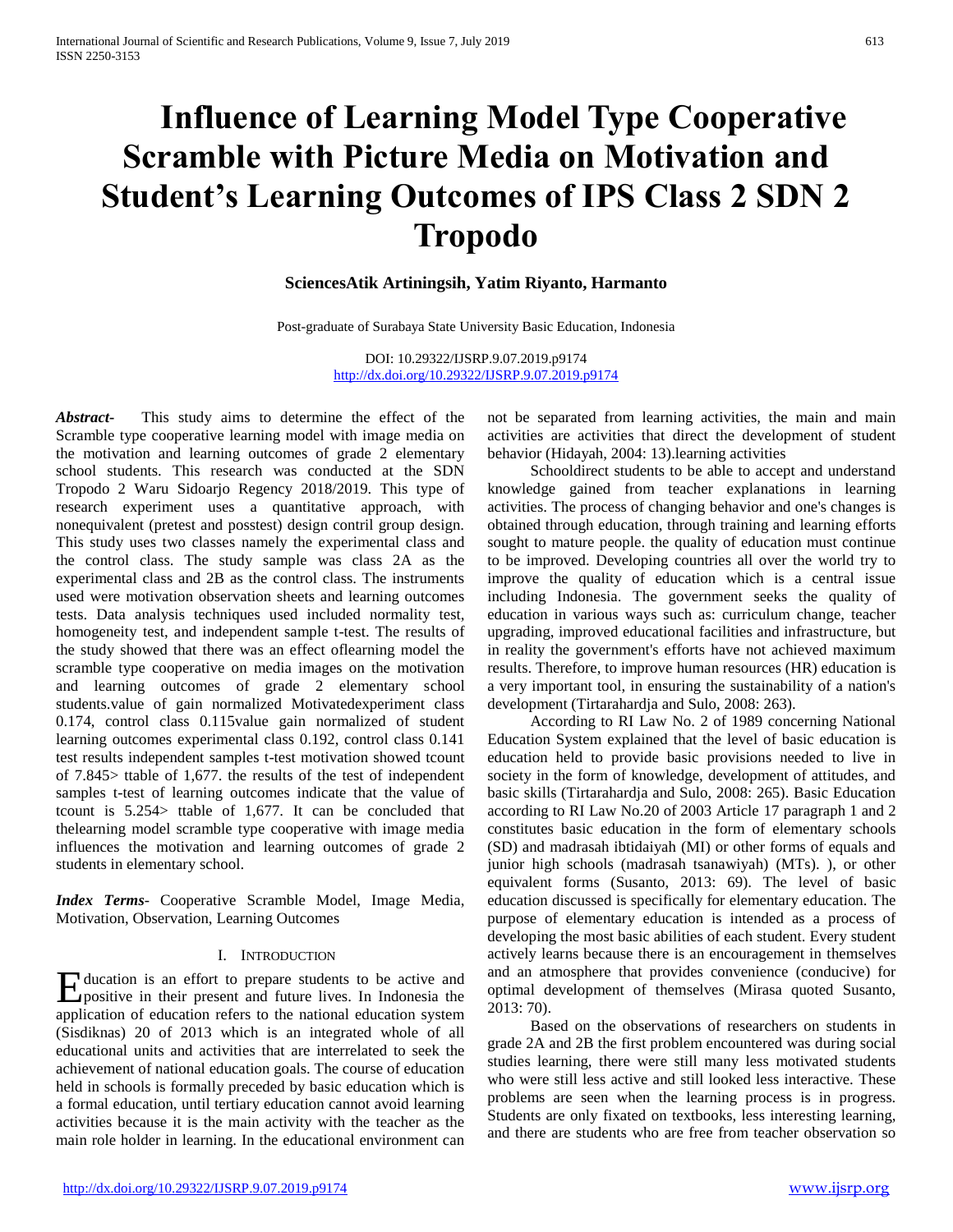# Influence of Learning Model Type Cooperative Scramble with Picture Media on Motivation and Student's Learning Outcomes of IPS Class 2 SDN 2 Tropodo

**SciencesAtik Artiningsih, Yatim Riyanto, Harmanto**

Post-graduate of Surabaya State University Basic Education, Indonesia

DOI: 10.29322/IJSRP.9.07.2019.p9174
http://dx.doi.org/10.29322/IJSRP.9.07.2019.p9174

***Abstract-*** This study aims to determine the effect of the Scramble type cooperative learning model with image media on the motivation and learning outcomes of grade 2 elementary school students. This research was conducted at the SDN Tropodo 2 Waru Sidoarjo Regency 2018/2019. This type of research experiment uses a quantitative approach, with nonequivalent (pretest and posstest) design contril group design. This study uses two classes namely the experimental class and the control class. The study sample was class 2A as the experimental class and 2B as the control class. The instruments used were motivation observation sheets and learning outcomes tests. Data analysis techniques used included normality test, homogeneity test, and independent sample t-test. The results of the study showed that there was an effect oflearning model the scramble type cooperative on media images on the motivation and learning outcomes of grade 2 elementary school students.value of gain normalized Motivatedexperiment class 0.174, control class 0.115value gain normalized of student learning outcomes experimental class 0.192, control class 0.141 test results independent samples t-test motivation showed tcount of 7.845> ttable of 1,677. the results of the test of independent samples t-test of learning outcomes indicate that the value of tcount is 5.254> ttable of 1,677. It can be concluded that thelearning model scramble type cooperative with image media influences the motivation and learning outcomes of grade 2 students in elementary school.

***Index Terms*-** Cooperative Scramble Model, Image Media, Motivation, Observation, Learning Outcomes

## I. Introduction

Education is an effort to prepare students to be active and positive in their present and future lives. In Indonesia the application of education refers to the national education system (Sisdiknas) 20 of 2013 which is an integrated whole of all educational units and activities that are interrelated to seek the achievement of national education goals. The course of education held in schools is formally preceded by basic education which is a formal education, until tertiary education cannot avoid learning activities because it is the main activity with the teacher as the main role holder in learning. In the educational environment can not be separated from learning activities, the main and main activities are activities that direct the development of student behavior (Hidayah, 2004: 13).learning activities

Schooldirect students to be able to accept and understand knowledge gained from teacher explanations in learning activities. The process of changing behavior and one's changes is obtained through education, through training and learning efforts sought to mature people. the quality of education must continue to be improved. Developing countries all over the world try to improve the quality of education which is a central issue including Indonesia. The government seeks the quality of education in various ways such as: curriculum change, teacher upgrading, improved educational facilities and infrastructure, but in reality the government's efforts have not achieved maximum results. Therefore, to improve human resources (HR) education is a very important tool, in ensuring the sustainability of a nation's development (Tirtarahardja and Sulo, 2008: 263).

According to RI Law No. 2 of 1989 concerning National Education System explained that the level of basic education is education held to provide basic provisions needed to live in society in the form of knowledge, development of attitudes, and basic skills (Tirtarahardja and Sulo, 2008: 265). Basic Education according to RI Law No.20 of 2003 Article 17 paragraph 1 and 2 constitutes basic education in the form of elementary schools (SD) and madrasah ibtidaiyah (MI) or other forms of equals and junior high schools (madrasah tsanawiyah) (MTs). ), or other equivalent forms (Susanto, 2013: 69). The level of basic education discussed is specifically for elementary education. The purpose of elementary education is intended as a process of developing the most basic abilities of each student. Every student actively learns because there is an encouragement in themselves and an atmosphere that provides convenience (conducive) for optimal development of themselves (Mirasa quoted Susanto, 2013: 70).

Based on the observations of researchers on students in grade 2A and 2B the first problem encountered was during social studies learning, there were still many less motivated students who were still less active and still looked less interactive. These problems are seen when the learning process is in progress. Students are only fixated on textbooks, less interesting learning, and there are students who are free from teacher observation so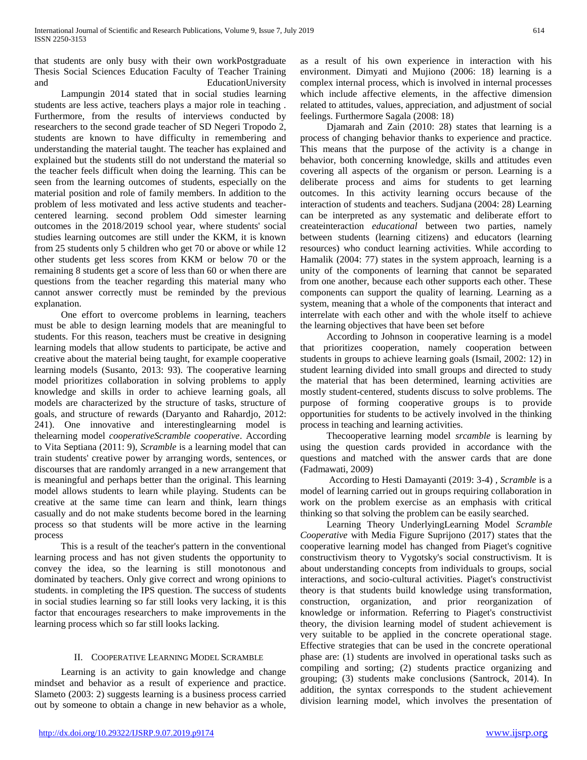that students are only busy with their own workPostgraduate Thesis Social Sciences Education Faculty of Teacher Training and EducationUniversity

Lampungin 2014 stated that in social studies learning students are less active, teachers plays a major role in teaching . Furthermore, from the results of interviews conducted by researchers to the second grade teacher of SD Negeri Tropodo 2, students are known to have difficulty in remembering and understanding the material taught. The teacher has explained and explained but the students still do not understand the material so the teacher feels difficult when doing the learning. This can be seen from the learning outcomes of students, especially on the material position and role of family members. In addition to the problem of less motivated and less active students and teacher-centered learning. second problem Odd simester learning outcomes in the 2018/2019 school year, where students' social studies learning outcomes are still under the KKM, it is known from 25 students only 5 children who get 70 or above or while 12 other students get less scores from KKM or below 70 or the remaining 8 students get a score of less than 60 or when there are questions from the teacher regarding this material many who cannot answer correctly must be reminded by the previous explanation.

One effort to overcome problems in learning, teachers must be able to design learning models that are meaningful to students. For this reason, teachers must be creative in designing learning models that allow students to participate, be active and creative about the material being taught, for example cooperative learning models (Susanto, 2013: 93). The cooperative learning model prioritizes collaboration in solving problems to apply knowledge and skills in order to achieve learning goals, all models are characterized by the structure of tasks, structure of goals, and structure of rewards (Daryanto and Rahardjo, 2012: 241). One innovative and interestinglearning model is thelearning model *cooperativeScramble cooperative*. According to Vita Septiana (2011: 9), *Scramble* is a learning model that can train students' creative power by arranging words, sentences, or discourses that are randomly arranged in a new arrangement that is meaningful and perhaps better than the original. This learning model allows students to learn while playing. Students can be creative at the same time can learn and think, learn things casually and do not make students become bored in the learning process so that students will be more active in the learning process

This is a result of the teacher's pattern in the conventional learning process and has not given students the opportunity to convey the idea, so the learning is still monotonous and dominated by teachers. Only give correct and wrong opinions to students. in completing the IPS question. The success of students in social studies learning so far still looks very lacking, it is this factor that encourages researchers to make improvements in the learning process which so far still looks lacking.

## II. Cooperative Learning Model Scramble

Learning is an activity to gain knowledge and change mindset and behavior as a result of experience and practice. Slameto (2003: 2) suggests learning is a business process carried out by someone to obtain a change in new behavior as a whole, as a result of his own experience in interaction with his environment. Dimyati and Mujiono (2006: 18) learning is a complex internal process, which is involved in internal processes which include affective elements, in the affective dimension related to attitudes, values, appreciation, and adjustment of social feelings. Furthermore Sagala (2008: 18)

Djamarah and Zain (2010: 28) states that learning is a process of changing behavior thanks to experience and practice. This means that the purpose of the activity is a change in behavior, both concerning knowledge, skills and attitudes even covering all aspects of the organism or person. Learning is a deliberate process and aims for students to get learning outcomes. In this activity learning occurs because of the interaction of students and teachers. Sudjana (2004: 28) Learning can be interpreted as any systematic and deliberate effort to createinteraction *educational* between two parties, namely between students (learning citizens) and educators (learning resources) who conduct learning activities. While according to Hamalik (2004: 77) states in the system approach, learning is a unity of the components of learning that cannot be separated from one another, because each other supports each other. These components can support the quality of learning. Learning as a system, meaning that a whole of the components that interact and interrelate with each other and with the whole itself to achieve the learning objectives that have been set before

According to Johnson in cooperative learning is a model that prioritizes cooperation, namely cooperation between students in groups to achieve learning goals (Ismail, 2002: 12) in student learning divided into small groups and directed to study the material that has been determined, learning activities are mostly student-centered, students discuss to solve problems. The purpose of forming cooperative groups is to provide opportunities for students to be actively involved in the thinking process in teaching and learning activities.

Thecooperative learning model *srcamble* is learning by using the question cards provided in accordance with the questions and matched with the answer cards that are done (Fadmawati, 2009)

According to Hesti Damayanti (2019: 3-4) , *Scramble* is a model of learning carried out in groups requiring collaboration in work on the problem exercise as an emphasis with critical thinking so that solving the problem can be easily searched.

Learning Theory UnderlyingLearning Model *Scramble Cooperative* with Media Figure Suprijono (2017) states that the cooperative learning model has changed from Piaget's cognitive constructivism theory to Vygotsky's social constructivism. It is about understanding concepts from individuals to groups, social interactions, and socio-cultural activities. Piaget's constructivist theory is that students build knowledge using transformation, construction, organization, and prior reorganization of knowledge or information. Referring to Piaget's constructivist theory, the division learning model of student achievement is very suitable to be applied in the concrete operational stage. Effective strategies that can be used in the concrete operational phase are: (1) students are involved in operational tasks such as compiling and sorting; (2) students practice organizing and grouping; (3) students make conclusions (Santrock, 2014). In addition, the syntax corresponds to the student achievement division learning model, which involves the presentation of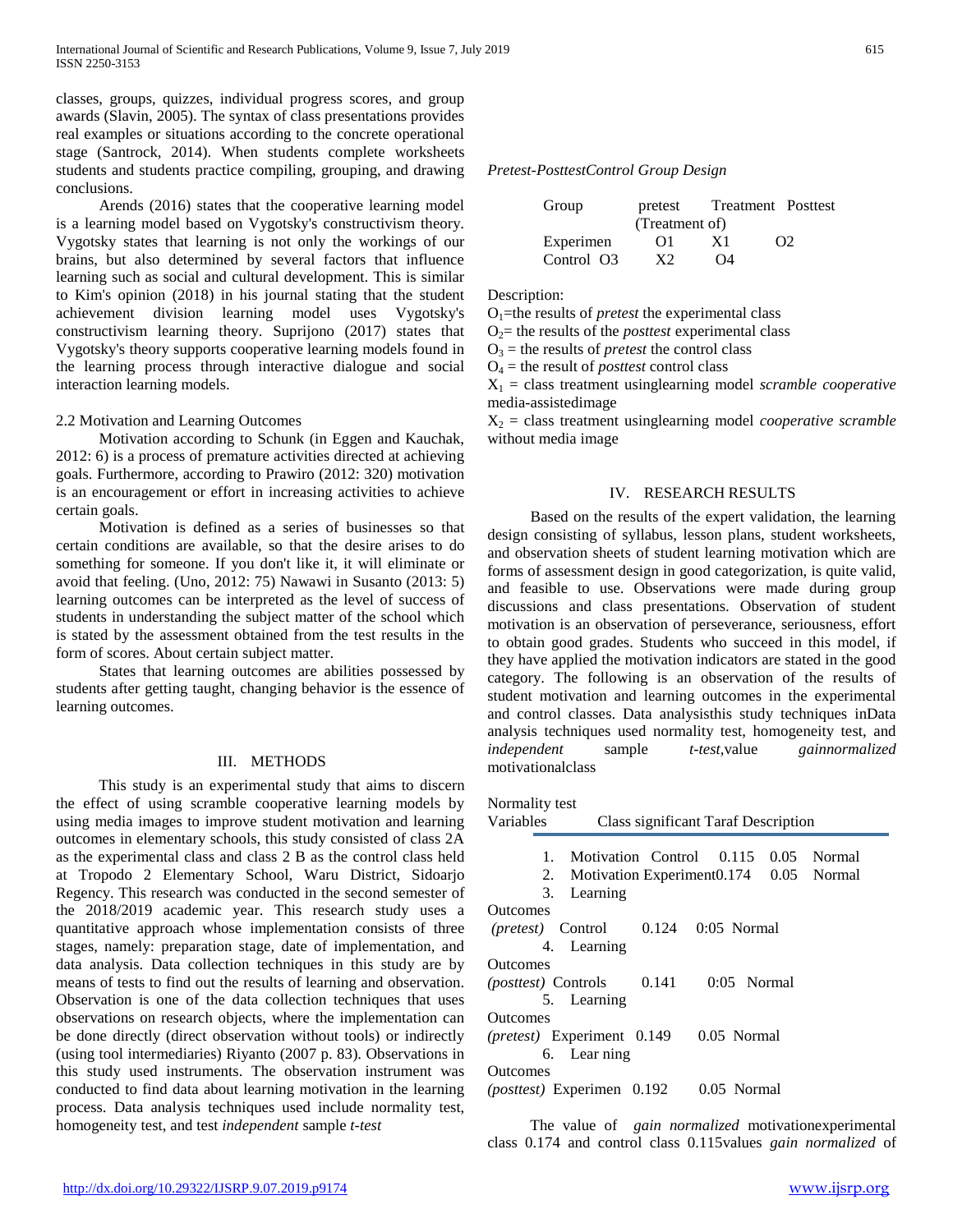classes, groups, quizzes, individual progress scores, and group awards (Slavin, 2005). The syntax of class presentations provides real examples or situations according to the concrete operational stage (Santrock, 2014). When students complete worksheets students and students practice compiling, grouping, and drawing conclusions.

Arends (2016) states that the cooperative learning model is a learning model based on Vygotsky's constructivism theory. Vygotsky states that learning is not only the workings of our brains, but also determined by several factors that influence learning such as social and cultural development. This is similar to Kim's opinion (2018) in his journal stating that the student achievement division learning model uses Vygotsky's constructivism learning theory. Suprijono (2017) states that Vygotsky's theory supports cooperative learning models found in the learning process through interactive dialogue and social interaction learning models.

### 2.2 Motivation and Learning Outcomes

Motivation according to Schunk (in Eggen and Kauchak, 2012: 6) is a process of premature activities directed at achieving goals. Furthermore, according to Prawiro (2012: 320) motivation is an encouragement or effort in increasing activities to achieve certain goals.

Motivation is defined as a series of businesses so that certain conditions are available, so that the desire arises to do something for someone. If you don't like it, it will eliminate or avoid that feeling. (Uno, 2012: 75) Nawawi in Susanto (2013: 5) learning outcomes can be interpreted as the level of success of students in understanding the subject matter of the school which is stated by the assessment obtained from the test results in the form of scores. About certain subject matter.

States that learning outcomes are abilities possessed by students after getting taught, changing behavior is the essence of learning outcomes.

## III. METHODS

This study is an experimental study that aims to discern the effect of using scramble cooperative learning models by using media images to improve student motivation and learning outcomes in elementary schools, this study consisted of class 2A as the experimental class and class 2 B as the control class held at Tropodo 2 Elementary School, Waru District, Sidoarjo Regency. This research was conducted in the second semester of the 2018/2019 academic year. This research study uses a quantitative approach whose implementation consists of three stages, namely: preparation stage, date of implementation, and data analysis. Data collection techniques in this study are by means of tests to find out the results of learning and observation. Observation is one of the data collection techniques that uses observations on research objects, where the implementation can be done directly (direct observation without tools) or indirectly (using tool intermediaries) Riyanto (2007 p. 83). Observations in this study used instruments. The observation instrument was conducted to find data about learning motivation in the learning process. Data analysis techniques used include normality test, homogeneity test, and test *independent* sample *t-test*

*Pretest-PosttestControl Group Design*

| Group | pretest (Treatment of) | Treatment | Posttest |
|---|---|---|---|
| Experimen | O1 | X1 | O2 |
| Control O3 | X2 | O4 | |

Description:

$O_1$=the results of *pretest* the experimental class

$O_2$= the results of the *posttest* experimental class

$O_3$ = the results of *pretest* the control class

$O_4$ = the result of *posttest* control class

$X_1$ = class treatment usinglearning model *scramble cooperative* media-assistedimage

$X_2$ = class treatment usinglearning model *cooperative scramble* without media image

## IV. RESEARCH RESULTS

Based on the results of the expert validation, the learning design consisting of syllabus, lesson plans, student worksheets, and observation sheets of student learning motivation which are forms of assessment design in good categorization, is quite valid, and feasible to use. Observations were made during group discussions and class presentations. Observation of student motivation is an observation of perseverance, seriousness, effort to obtain good grades. Students who succeed in this model, if they have applied the motivation indicators are stated in the good category. The following is an observation of the results of student motivation and learning outcomes in the experimental and control classes. Data analysisthis study techniques inData analysis techniques used normality test, homogeneity test, and *independent* sample *t-test*,value *gainnormalized* motivationalclass

Normality test

| Variables | Class | significant | Taraf | Description |
|---|---|---|---|---|
| 1. Motivation | Control | 0.115 | 0.05 | Normal |
| 2. Motivation | Experiment | 0.174 | 0.05 | Normal |
| 3. Learning Outcomes *(pretest)* | Control | 0.124 | 0:05 | Normal |
| 4. Learning Outcomes *(posttest)* | Controls | 0.141 | 0:05 | Normal |
| 5. Learning Outcomes *(pretest)* | Experiment | 0.149 | 0.05 | Normal |
| 6. Lear ning Outcomes *(posttest)* | Experimen | 0.192 | 0.05 | Normal |

The value of *gain normalized* motivationexperimental class 0.174 and control class 0.115values *gain normalized* of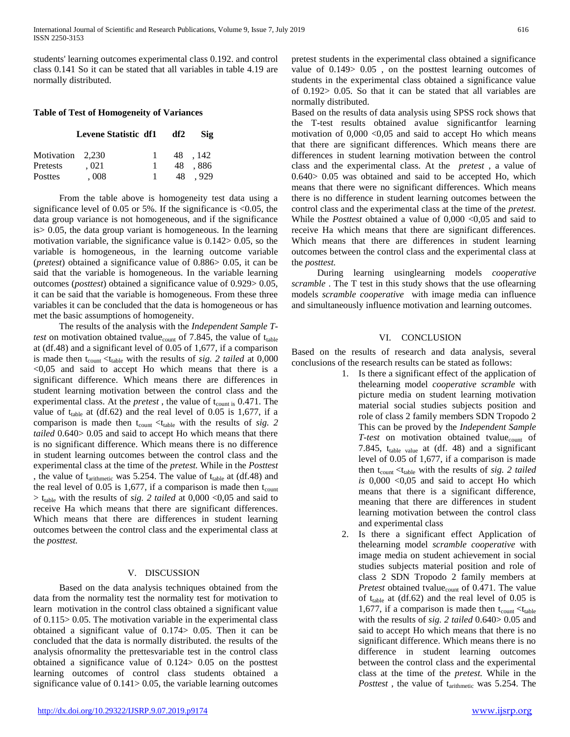students' learning outcomes experimental class 0.192. and control class 0.141 So it can be stated that all variables in table 4.19 are normally distributed.

**Table of Test of Homogeneity of Variances**

| | Levene Statistic | df1 | df2 | Sig |
|---|---|---|---|---|
| Motivation | 2,230 | 1 | 48 | ,142 |
| Pretests | ,021 | 1 | 48 | ,886 |
| Posttes | ,008 | 1 | 48 | ,929 |

From the table above is homogeneity test data using a significance level of 0.05 or 5%. If the significance is <0.05, the data group variance is not homogeneous, and if the significance is> 0.05, the data group variant is homogeneous. In the learning motivation variable, the significance value is 0.142> 0.05, so the variable is homogeneous, in the learning outcome variable (*pretest*) obtained a significance value of 0.886> 0.05, it can be said that the variable is homogeneous. In the variable learning outcomes (*posttest*) obtained a significance value of 0.929> 0.05, it can be said that the variable is homogeneous. From these three variables it can be concluded that the data is homogeneous or has met the basic assumptions of homogeneity.

The results of the analysis with the *Independent Sample T-test* on motivation obtained tvalue$_{count}$ of 7.845, the value of $t_{table}$ at (df.48) and a significant level of 0.05 of 1,677, if a comparison is made then $t_{count} < t_{table}$ with the results of *sig. 2 tailed* at 0,000 <0,05 and said to accept Ho which means that there is a significant difference. Which means there are differences in student learning motivation between the control class and the experimental class. At the *pretest* , the value of $t_{count\ is}$ 0.471. The value of $t_{table}$ at (df.62) and the real level of 0.05 is 1,677, if a comparison is made then $t_{count} < t_{table}$ with the results of *sig. 2 tailed* 0.640> 0.05 and said to accept Ho which means that there is no significant difference. Which means there is no difference in student learning outcomes between the control class and the experimental class at the time of the *pretest.* While in the *Posttest* , the value of $t_{arithmetic}$ was 5.254. The value of $t_{table}$ at (df.48) and the real level of 0.05 is 1,677, if a comparison is made then $t_{count} > t_{table}$ with the results of *sig. 2 tailed* at 0,000 <0,05 and said to receive Ha which means that there are significant differences. Which means that there are differences in student learning outcomes between the control class and the experimental class at the *posttest.*

## V. DISCUSSION

Based on the data analysis techniques obtained from the data from the normality test the normality test for motivation to learn motivation in the control class obtained a significant value of 0.115> 0.05. The motivation variable in the experimental class obtained a significant value of 0.174> 0.05. Then it can be concluded that the data is normally distributed. the results of the analysis ofnormality the prettesvariable test in the control class obtained a significance value of 0.124> 0.05 on the posttest learning outcomes of control class students obtained a significance value of 0.141> 0.05, the variable learning outcomes pretest students in the experimental class obtained a significance value of 0.149> 0.05 , on the posttest learning outcomes of students in the experimental class obtained a significance value of 0.192> 0.05. So that it can be stated that all variables are normally distributed.

Based on the results of data analysis using SPSS rock shows that the T-test results obtained avalue significantfor learning motivation of 0,000 <0,05 and said to accept Ho which means that there are significant differences. Which means there are differences in student learning motivation between the control class and the experimental class. At the *pretest* , a value of 0.640> 0.05 was obtained and said to be accepted Ho, which means that there were no significant differences. Which means there is no difference in student learning outcomes between the control class and the experimental class at the time of the *pretest.* While the *Posttest* obtained a value of 0,000 <0,05 and said to receive Ha which means that there are significant differences. Which means that there are differences in student learning outcomes between the control class and the experimental class at the *posttest.*

During learning usinglearning models *cooperative scramble* . The T test in this study shows that the use oflearning models *scramble cooperative* with image media can influence and simultaneously influence motivation and learning outcomes.

## VI. CONCLUSION

Based on the results of research and data analysis, several conclusions of the research results can be stated as follows:

1. Is there a significant effect of the application of thelearning model *cooperative scramble* with picture media on student learning motivation material social studies subjects position and role of class 2 family members SDN Tropodo 2 This can be proved by the *Independent Sample T-test* on motivation obtained tvalue$_{count}$ of 7.845, $t_{table\ value}$ at (df. 48) and a significant level of 0.05 of 1,677, if a comparison is made then $t_{count} < t_{table}$ with the results of *sig. 2 tailed is* 0,000 <0,05 and said to accept Ho which means that there is a significant difference, meaning that there are differences in student learning motivation between the control class and experimental class
2. Is there a significant effect Application of thelearning model *scramble cooperative* with image media on student achievement in social studies subjects material position and role of class 2 SDN Tropodo 2 family members at *Pretest* obtained tvalue$_{count}$ of 0.471. The value of $t_{table}$ at (df.62) and the real level of 0.05 is 1,677, if a comparison is made then $t_{count} < t_{table}$ with the results of *sig. 2 tailed* 0.640> 0.05 and said to accept Ho which means that there is no significant difference. Which means there is no difference in student learning outcomes between the control class and the experimental class at the time of the *pretest.* While in the *Posttest* , the value of $t_{arithmetic}$ was 5.254. The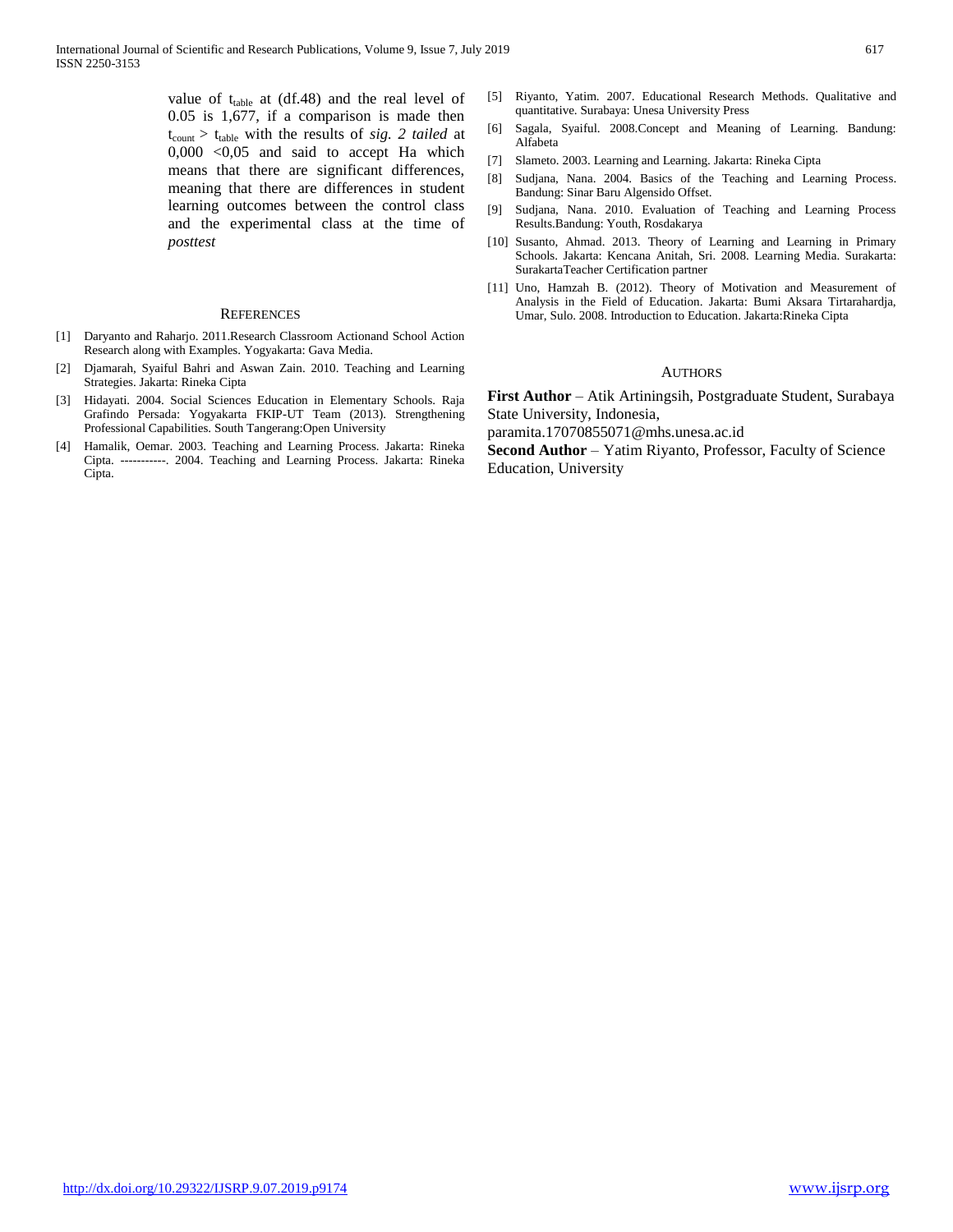value of $t_{table}$ at (df.48) and the real level of 0.05 is 1,677, if a comparison is made then $t_{count} > t_{table}$ with the results of *sig. 2 tailed* at 0,000 <0,05 and said to accept Ha which means that there are significant differences, meaning that there are differences in student learning outcomes between the control class and the experimental class at the time of *posttest*

## References

[1] Daryanto and Raharjo. 2011.Research Classroom Actionand School Action Research along with Examples. Yogyakarta: Gava Media.

[2] Djamarah, Syaiful Bahri and Aswan Zain. 2010. Teaching and Learning Strategies. Jakarta: Rineka Cipta

[3] Hidayati. 2004. Social Sciences Education in Elementary Schools. Raja Grafindo Persada: Yogyakarta FKIP-UT Team (2013). Strengthening Professional Capabilities. South Tangerang:Open University

[4] Hamalik, Oemar. 2003. Teaching and Learning Process. Jakarta: Rineka Cipta. -----------. 2004. Teaching and Learning Process. Jakarta: Rineka Cipta.

[5] Riyanto, Yatim. 2007. Educational Research Methods. Qualitative and quantitative. Surabaya: Unesa University Press

[6] Sagala, Syaiful. 2008.Concept and Meaning of Learning. Bandung: Alfabeta

[7] Slameto. 2003. Learning and Learning. Jakarta: Rineka Cipta

[8] Sudjana, Nana. 2004. Basics of the Teaching and Learning Process. Bandung: Sinar Baru Algensido Offset.

[9] Sudjana, Nana. 2010. Evaluation of Teaching and Learning Process Results.Bandung: Youth, Rosdakarya

[10] Susanto, Ahmad. 2013. Theory of Learning and Learning in Primary Schools. Jakarta: Kencana Anitah, Sri. 2008. Learning Media. Surakarta: SurakartaTeacher Certification partner

[11] Uno, Hamzah B. (2012). Theory of Motivation and Measurement of Analysis in the Field of Education. Jakarta: Bumi Aksara Tirtarahardja, Umar, Sulo. 2008. Introduction to Education. Jakarta:Rineka Cipta

## Authors

**First Author** – Atik Artiningsih, Postgraduate Student, Surabaya State University, Indonesia, paramita.17070855071@mhs.unesa.ac.id

**Second Author** – Yatim Riyanto, Professor, Faculty of Science Education, University